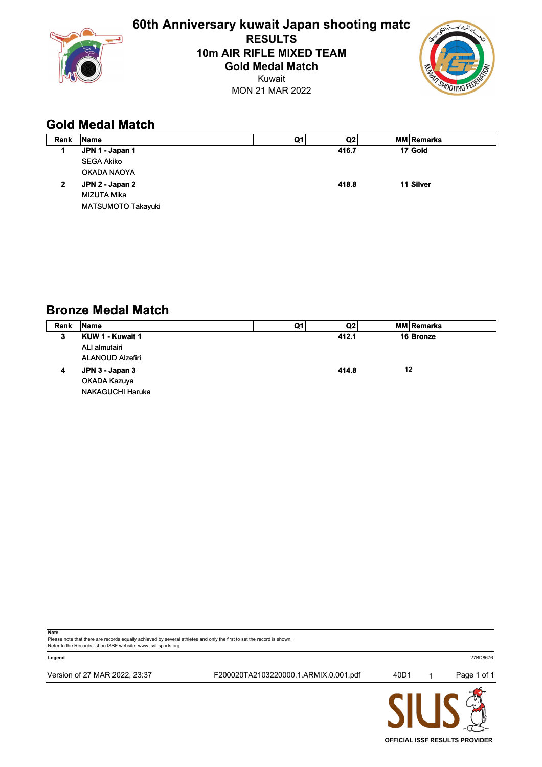# 60th Anniversary kuwait Japan shooting matc

**RESULTS**

**10m AIR RIFLE MIXED TEAM**

**Gold Medal Match**

Kuwait

MON 21 MAR 2022

## Gold Medal Match

| Rank | Name | Q1 | Q2 | MM | Remarks |
|---|---|---|---|---|---|
| 1 | **JPN 1 - Japan 1** | | 416.7 | 17 | Gold |
| | SEGA Akiko | | | | |
| | OKADA NAOYA | | | | |
| 2 | **JPN 2 - Japan 2** | | 418.8 | 11 | Silver |
| | MIZUTA Mika | | | | |
| | MATSUMOTO Takayuki | | | | |

## Bronze Medal Match

| Rank | Name | Q1 | Q2 | MM | Remarks |
|---|---|---|---|---|---|
| 3 | **KUW 1 - Kuwait 1** | | 412.1 | 16 | Bronze |
| | ALI almutairi | | | | |
| | ALANOUD Alzefiri | | | | |
| 4 | **JPN 3 - Japan 3** | | 414.8 | 12 | |
| | OKADA Kazuya | | | | |
| | NAKAGUCHI Haruka | | | | |

**Note**

Please note that there are records equally achieved by several athletes and only the first to set the record is shown.
Refer to the Records list on ISSF website: www.issf-sports.org

**Legend**

27BD8676

Version of 27 MAR 2022, 23:37 F200020TA2103220000.1.ARMIX.0.001.pdf 40D1 1

OFFICIAL ISSF RESULTS PROVIDER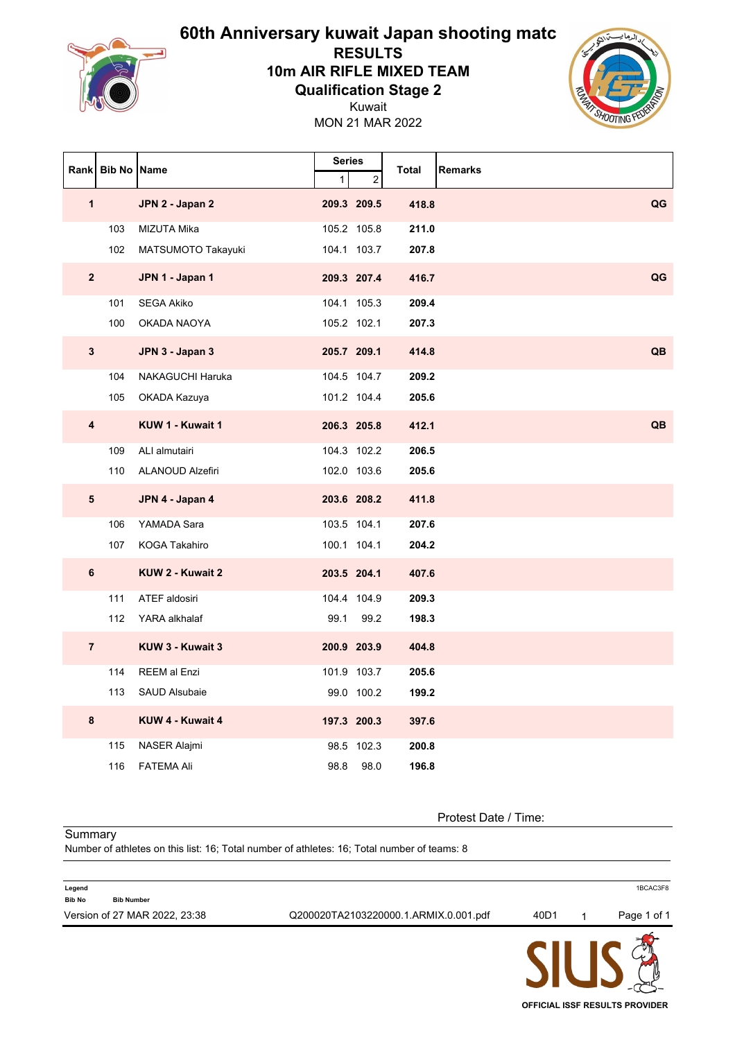# 60th Anniversary kuwait Japan shooting matc

## RESULTS

## 10m AIR RIFLE MIXED TEAM

## Qualification Stage 2

Kuwait

MON 21 MAR 2022

| Rank | Bib No | Name | Series 1 | Series 2 | Total | Remarks |
|---|---|---|---|---|---|---|
| **1** | | **JPN 2 - Japan 2** | **209.3** | **209.5** | **418.8** | **QG** |
| | 103 | MIZUTA Mika | 105.2 | 105.8 | **211.0** | |
| | 102 | MATSUMOTO Takayuki | 104.1 | 103.7 | **207.8** | |
| **2** | | **JPN 1 - Japan 1** | **209.3** | **207.4** | **416.7** | **QG** |
| | 101 | SEGA Akiko | 104.1 | 105.3 | **209.4** | |
| | 100 | OKADA NAOYA | 105.2 | 102.1 | **207.3** | |
| **3** | | **JPN 3 - Japan 3** | **205.7** | **209.1** | **414.8** | **QB** |
| | 104 | NAKAGUCHI Haruka | 104.5 | 104.7 | **209.2** | |
| | 105 | OKADA Kazuya | 101.2 | 104.4 | **205.6** | |
| **4** | | **KUW 1 - Kuwait 1** | **206.3** | **205.8** | **412.1** | **QB** |
| | 109 | ALI almutairi | 104.3 | 102.2 | **206.5** | |
| | 110 | ALANOUD Alzefiri | 102.0 | 103.6 | **205.6** | |
| **5** | | **JPN 4 - Japan 4** | **203.6** | **208.2** | **411.8** | |
| | 106 | YAMADA Sara | 103.5 | 104.1 | **207.6** | |
| | 107 | KOGA Takahiro | 100.1 | 104.1 | **204.2** | |
| **6** | | **KUW 2 - Kuwait 2** | **203.5** | **204.1** | **407.6** | |
| | 111 | ATEF aldosiri | 104.4 | 104.9 | **209.3** | |
| | 112 | YARA alkhalaf | 99.1 | 99.2 | **198.3** | |
| **7** | | **KUW 3 - Kuwait 3** | **200.9** | **203.9** | **404.8** | |
| | 114 | REEM al Enzi | 101.9 | 103.7 | **205.6** | |
| | 113 | SAUD Alsubaie | 99.0 | 100.2 | **199.2** | |
| **8** | | **KUW 4 - Kuwait 4** | **197.3** | **200.3** | **397.6** | |
| | 115 | NASER Alajmi | 98.5 | 102.3 | **200.8** | |
| | 116 | FATEMA Ali | 98.8 | 98.0 | **196.8** | |

Protest Date / Time:

Summary

Number of athletes on this list: 16; Total number of athletes: 16; Total number of teams: 8

**Legend**

**Bib No** — **Bib Number**

1BCAC3F8

Version of 27 MAR 2022, 23:38 — Q200020TA2103220000.1.ARMIX.0.001.pdf — 40D1 — 1

OFFICIAL ISSF RESULTS PROVIDER